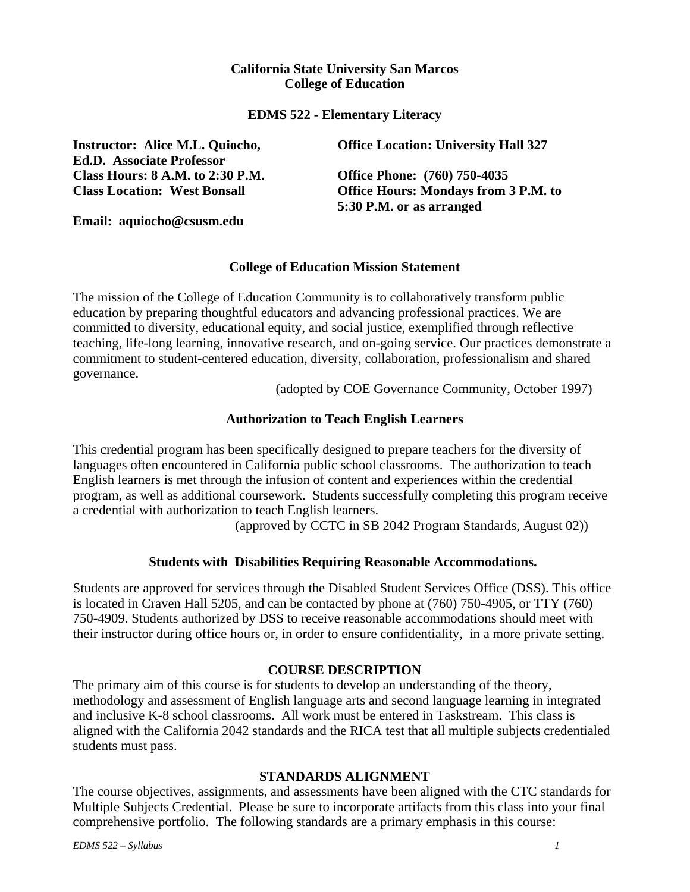**California State University San Marcos**
**College of Education**

**EDMS 522 - Elementary Literacy**

**Instructor: Alice M.L. Quiocho, Ed.D. Associate Professor**
**Class Hours: 8 A.M. to 2:30 P.M.**
**Class Location: West Bonsall**

**Email: aquiocho@csusm.edu**

**Office Location: University Hall 327**

**Office Phone: (760) 750-4035**
**Office Hours: Mondays from 3 P.M. to 5:30 P.M. or as arranged**

## College of Education Mission Statement

The mission of the College of Education Community is to collaboratively transform public education by preparing thoughtful educators and advancing professional practices. We are committed to diversity, educational equity, and social justice, exemplified through reflective teaching, life-long learning, innovative research, and on-going service. Our practices demonstrate a commitment to student-centered education, diversity, collaboration, professionalism and shared governance.

(adopted by COE Governance Community, October 1997)

## Authorization to Teach English Learners

This credential program has been specifically designed to prepare teachers for the diversity of languages often encountered in California public school classrooms. The authorization to teach English learners is met through the infusion of content and experiences within the credential program, as well as additional coursework. Students successfully completing this program receive a credential with authorization to teach English learners.

(approved by CCTC in SB 2042 Program Standards, August 02))

## Students with Disabilities Requiring Reasonable Accommodations.

Students are approved for services through the Disabled Student Services Office (DSS). This office is located in Craven Hall 5205, and can be contacted by phone at (760) 750-4905, or TTY (760) 750-4909. Students authorized by DSS to receive reasonable accommodations should meet with their instructor during office hours or, in order to ensure confidentiality, in a more private setting.

## COURSE DESCRIPTION

The primary aim of this course is for students to develop an understanding of the theory, methodology and assessment of English language arts and second language learning in integrated and inclusive K-8 school classrooms. All work must be entered in Taskstream. This class is aligned with the California 2042 standards and the RICA test that all multiple subjects credentialed students must pass.

## STANDARDS ALIGNMENT

The course objectives, assignments, and assessments have been aligned with the CTC standards for Multiple Subjects Credential. Please be sure to incorporate artifacts from this class into your final comprehensive portfolio. The following standards are a primary emphasis in this course: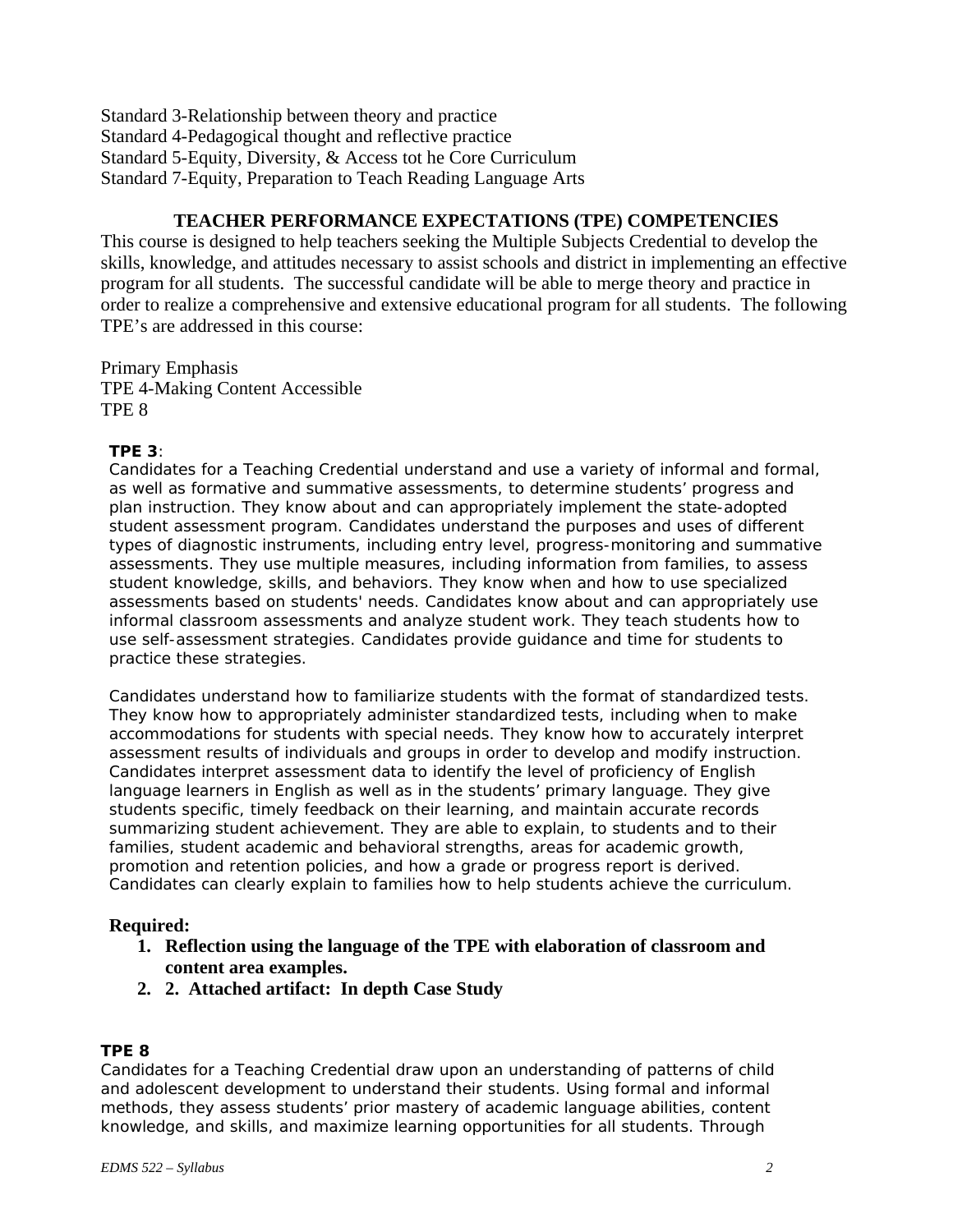Standard 3-Relationship between theory and practice
Standard 4-Pedagogical thought and reflective practice
Standard 5-Equity, Diversity, & Access tot he Core Curriculum
Standard 7-Equity, Preparation to Teach Reading Language Arts

## TEACHER PERFORMANCE EXPECTATIONS (TPE) COMPETENCIES

This course is designed to help teachers seeking the Multiple Subjects Credential to develop the skills, knowledge, and attitudes necessary to assist schools and district in implementing an effective program for all students. The successful candidate will be able to merge theory and practice in order to realize a comprehensive and extensive educational program for all students. The following TPE's are addressed in this course:

Primary Emphasis
TPE 4-Making Content Accessible
TPE 8

**TPE 3**:
Candidates for a Teaching Credential understand and use a variety of informal and formal, as well as formative and summative assessments, to determine students' progress and plan instruction. They know about and can appropriately implement the state-adopted student assessment program. Candidates understand the purposes and uses of different types of diagnostic instruments, including entry level, progress-monitoring and summative assessments. They use multiple measures, including information from families, to assess student knowledge, skills, and behaviors. They know when and how to use specialized assessments based on students' needs. Candidates know about and can appropriately use informal classroom assessments and analyze student work. They teach students how to use self-assessment strategies. Candidates provide guidance and time for students to practice these strategies.

Candidates understand how to familiarize students with the format of standardized tests. They know how to appropriately administer standardized tests, including when to make accommodations for students with special needs. They know how to accurately interpret assessment results of individuals and groups in order to develop and modify instruction. Candidates interpret assessment data to identify the level of proficiency of English language learners in English as well as in the students' primary language. They give students specific, timely feedback on their learning, and maintain accurate records summarizing student achievement. They are able to explain, to students and to their families, student academic and behavioral strengths, areas for academic growth, promotion and retention policies, and how a grade or progress report is derived. Candidates can clearly explain to families how to help students achieve the curriculum.

**Required:**

1. **Reflection using the language of the TPE with elaboration of classroom and content area examples.**
2. **2. Attached artifact: In depth Case Study**

**TPE 8**
Candidates for a Teaching Credential draw upon an understanding of patterns of child and adolescent development to understand their students. Using formal and informal methods, they assess students' prior mastery of academic language abilities, content knowledge, and skills, and maximize learning opportunities for all students. Through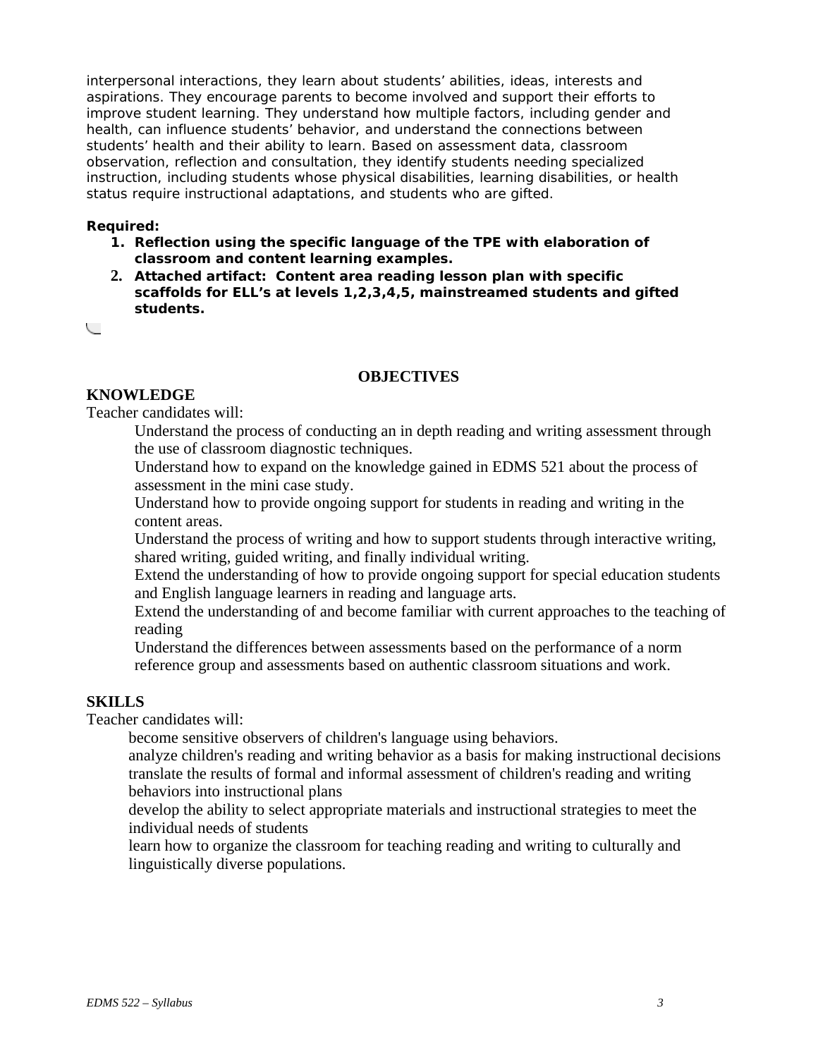interpersonal interactions, they learn about students' abilities, ideas, interests and aspirations. They encourage parents to become involved and support their efforts to improve student learning. They understand how multiple factors, including gender and health, can influence students' behavior, and understand the connections between students' health and their ability to learn. Based on assessment data, classroom observation, reflection and consultation, they identify students needing specialized instruction, including students whose physical disabilities, learning disabilities, or health status require instructional adaptations, and students who are gifted.

**Required:**

1. **Reflection using the specific language of the TPE with elaboration of classroom and content learning examples.**
2. **Attached artifact: Content area reading lesson plan with specific scaffolds for ELL's at levels 1,2,3,4,5, mainstreamed students and gifted students.**

## OBJECTIVES

### KNOWLEDGE

Teacher candidates will:

- Understand the process of conducting an in depth reading and writing assessment through the use of classroom diagnostic techniques.
- Understand how to expand on the knowledge gained in EDMS 521 about the process of assessment in the mini case study.
- Understand how to provide ongoing support for students in reading and writing in the content areas.
- Understand the process of writing and how to support students through interactive writing, shared writing, guided writing, and finally individual writing.
- Extend the understanding of how to provide ongoing support for special education students and English language learners in reading and language arts.
- Extend the understanding of and become familiar with current approaches to the teaching of reading
- Understand the differences between assessments based on the performance of a norm reference group and assessments based on authentic classroom situations and work.

### SKILLS

Teacher candidates will:

- become sensitive observers of children's language using behaviors.
- analyze children's reading and writing behavior as a basis for making instructional decisions
- translate the results of formal and informal assessment of children's reading and writing behaviors into instructional plans
- develop the ability to select appropriate materials and instructional strategies to meet the individual needs of students
- learn how to organize the classroom for teaching reading and writing to culturally and linguistically diverse populations.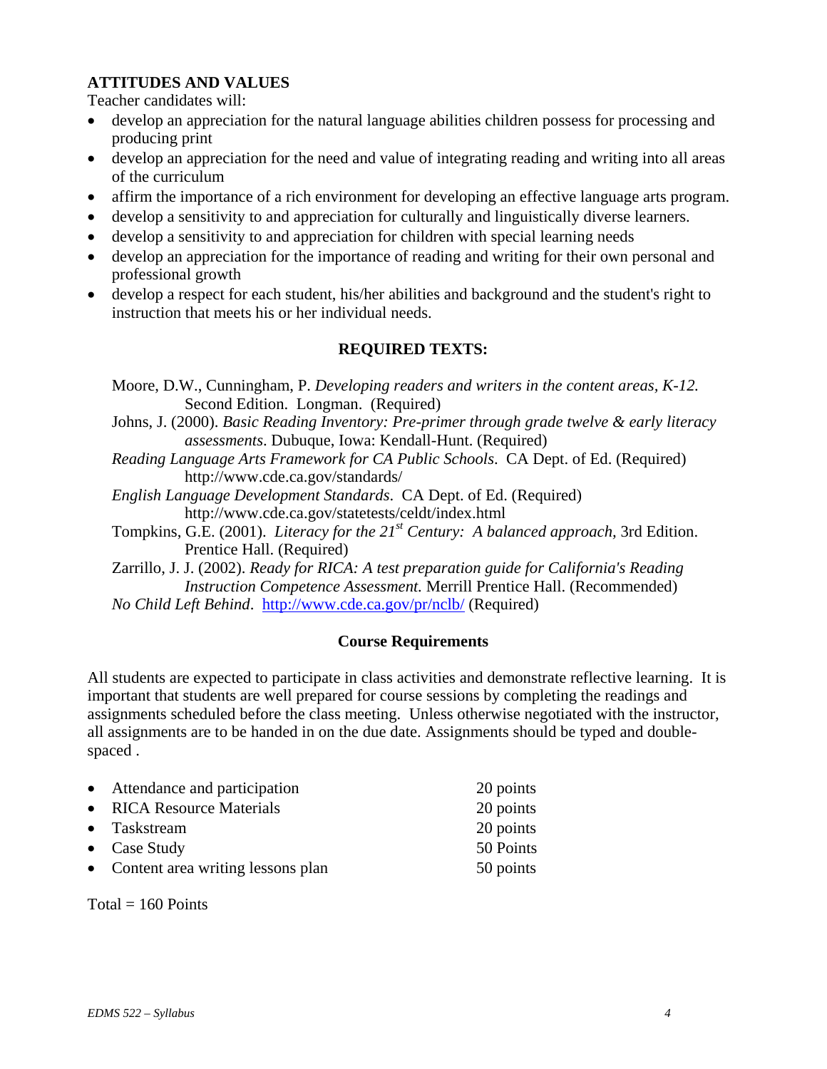**ATTITUDES AND VALUES**

Teacher candidates will:

- develop an appreciation for the natural language abilities children possess for processing and producing print
- develop an appreciation for the need and value of integrating reading and writing into all areas of the curriculum
- affirm the importance of a rich environment for developing an effective language arts program.
- develop a sensitivity to and appreciation for culturally and linguistically diverse learners.
- develop a sensitivity to and appreciation for children with special learning needs
- develop an appreciation for the importance of reading and writing for their own personal and professional growth
- develop a respect for each student, his/her abilities and background and the student's right to instruction that meets his or her individual needs.

**REQUIRED TEXTS:**

Moore, D.W., Cunningham, P. *Developing readers and writers in the content areas, K-12.* Second Edition. Longman. (Required)

Johns, J. (2000). *Basic Reading Inventory: Pre-primer through grade twelve & early literacy assessments*. Dubuque, Iowa: Kendall-Hunt. (Required)

*Reading Language Arts Framework for CA Public Schools*. CA Dept. of Ed. (Required) http://www.cde.ca.gov/standards/

*English Language Development Standards*. CA Dept. of Ed. (Required) http://www.cde.ca.gov/statetests/celdt/index.html

Tompkins, G.E. (2001). *Literacy for the 21st Century: A balanced approach,* 3rd Edition. Prentice Hall. (Required)

Zarrillo, J. J. (2002). *Ready for RICA: A test preparation guide for California's Reading Instruction Competence Assessment.* Merrill Prentice Hall. (Recommended)

*No Child Left Behind*. http://www.cde.ca.gov/pr/nclb/ (Required)

**Course Requirements**

All students are expected to participate in class activities and demonstrate reflective learning. It is important that students are well prepared for course sessions by completing the readings and assignments scheduled before the class meeting. Unless otherwise negotiated with the instructor, all assignments are to be handed in on the due date. Assignments should be typed and double-spaced .

- Attendance and participation — 20 points
- RICA Resource Materials — 20 points
- Taskstream — 20 points
- Case Study — 50 Points
- Content area writing lessons plan — 50 points

Total = 160 Points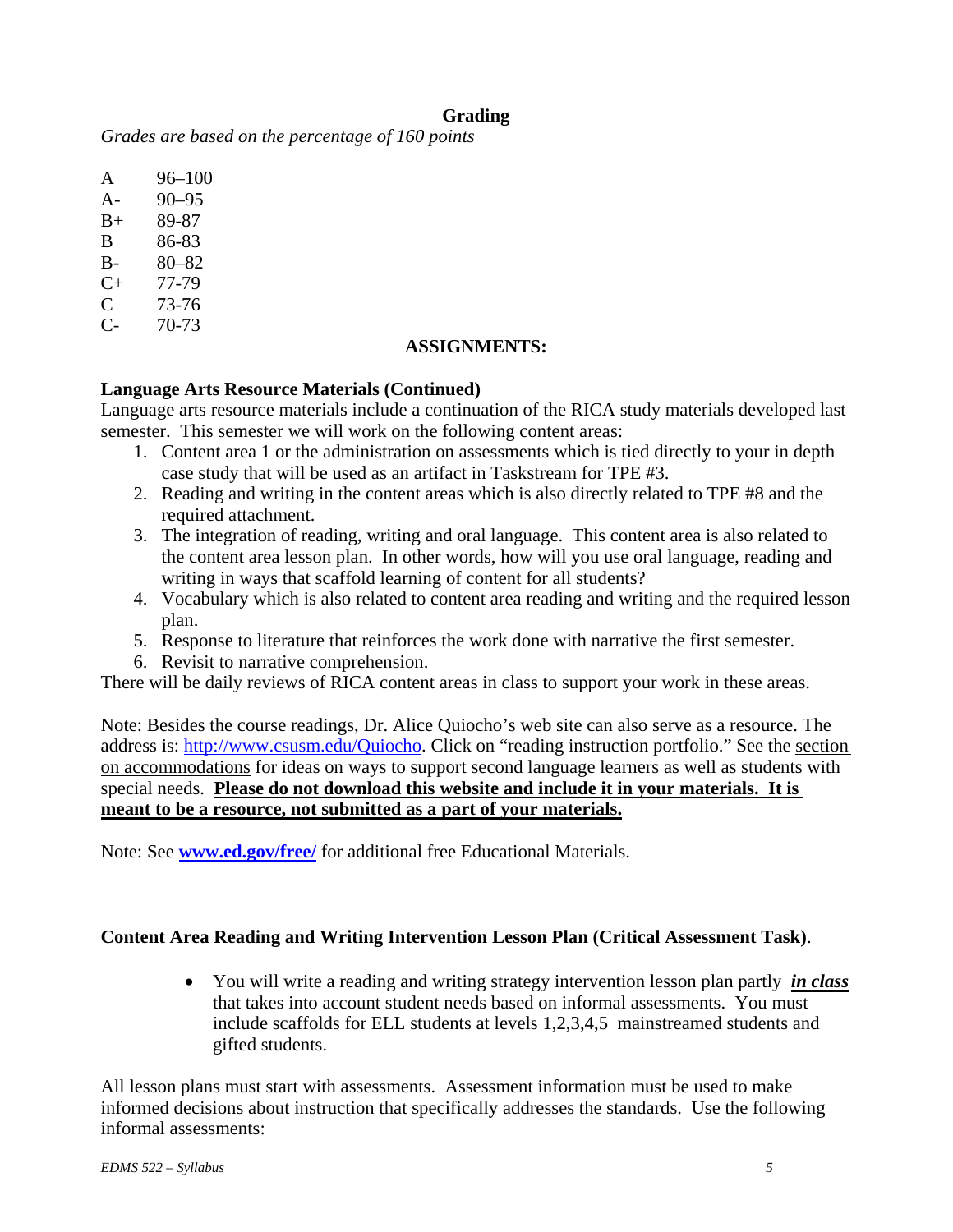## Grading

*Grades are based on the percentage of 160 points*

| | |
|---|---|
| A | 96–100 |
| A- | 90–95 |
| B+ | 89-87 |
| B | 86-83 |
| B- | 80–82 |
| C+ | 77-79 |
| C | 73-76 |
| C- | 70-73 |

## ASSIGNMENTS:

**Language Arts Resource Materials (Continued)**

Language arts resource materials include a continuation of the RICA study materials developed last semester. This semester we will work on the following content areas:

1. Content area 1 or the administration on assessments which is tied directly to your in depth case study that will be used as an artifact in Taskstream for TPE #3.
2. Reading and writing in the content areas which is also directly related to TPE #8 and the required attachment.
3. The integration of reading, writing and oral language. This content area is also related to the content area lesson plan. In other words, how will you use oral language, reading and writing in ways that scaffold learning of content for all students?
4. Vocabulary which is also related to content area reading and writing and the required lesson plan.
5. Response to literature that reinforces the work done with narrative the first semester.
6. Revisit to narrative comprehension.

There will be daily reviews of RICA content areas in class to support your work in these areas.

Note: Besides the course readings, Dr. Alice Quiocho's web site can also serve as a resource. The address is: http://www.csusm.edu/Quiocho. Click on "reading instruction portfolio." See the section on accommodations for ideas on ways to support second language learners as well as students with special needs. **Please do not download this website and include it in your materials. It is meant to be a resource, not submitted as a part of your materials.**

Note: See **www.ed.gov/free/** for additional free Educational Materials.

**Content Area Reading and Writing Intervention Lesson Plan (Critical Assessment Task)**.

- You will write a reading and writing strategy intervention lesson plan partly ***in class*** that takes into account student needs based on informal assessments. You must include scaffolds for ELL students at levels 1,2,3,4,5 mainstreamed students and gifted students.

All lesson plans must start with assessments. Assessment information must be used to make informed decisions about instruction that specifically addresses the standards. Use the following informal assessments: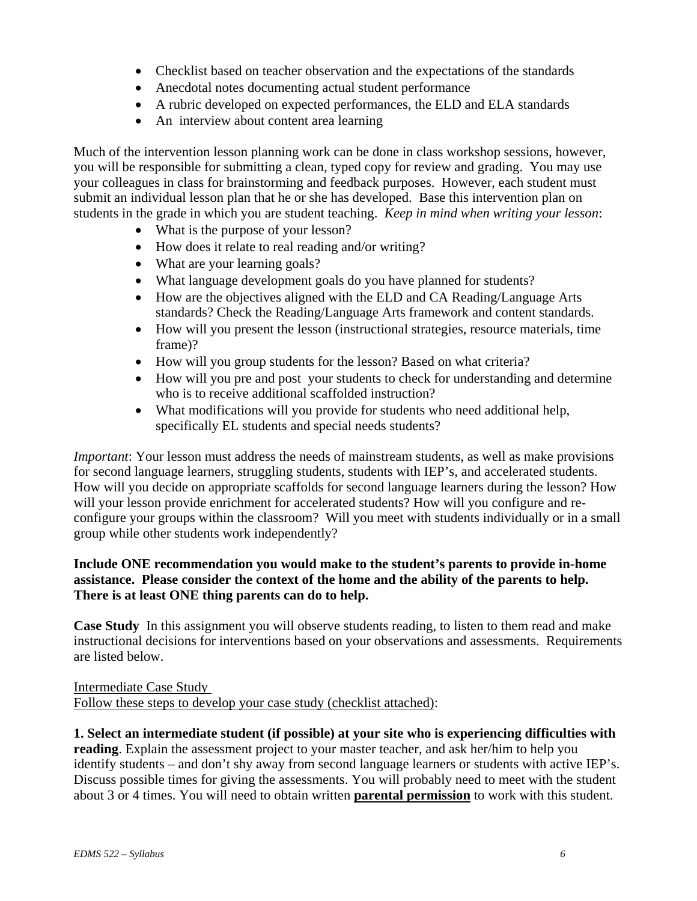- Checklist based on teacher observation and the expectations of the standards
- Anecdotal notes documenting actual student performance
- A rubric developed on expected performances, the ELD and ELA standards
- An interview about content area learning

Much of the intervention lesson planning work can be done in class workshop sessions, however, you will be responsible for submitting a clean, typed copy for review and grading. You may use your colleagues in class for brainstorming and feedback purposes. However, each student must submit an individual lesson plan that he or she has developed. Base this intervention plan on students in the grade in which you are student teaching. *Keep in mind when writing your lesson*:

- What is the purpose of your lesson?
- How does it relate to real reading and/or writing?
- What are your learning goals?
- What language development goals do you have planned for students?
- How are the objectives aligned with the ELD and CA Reading/Language Arts standards? Check the Reading/Language Arts framework and content standards.
- How will you present the lesson (instructional strategies, resource materials, time frame)?
- How will you group students for the lesson? Based on what criteria?
- How will you pre and post your students to check for understanding and determine who is to receive additional scaffolded instruction?
- What modifications will you provide for students who need additional help, specifically EL students and special needs students?

*Important*: Your lesson must address the needs of mainstream students, as well as make provisions for second language learners, struggling students, students with IEP's, and accelerated students. How will you decide on appropriate scaffolds for second language learners during the lesson? How will your lesson provide enrichment for accelerated students? How will you configure and re-configure your groups within the classroom? Will you meet with students individually or in a small group while other students work independently?

**Include ONE recommendation you would make to the student's parents to provide in-home assistance. Please consider the context of the home and the ability of the parents to help. There is at least ONE thing parents can do to help.**

**Case Study** In this assignment you will observe students reading, to listen to them read and make instructional decisions for interventions based on your observations and assessments. Requirements are listed below.

<u>Intermediate Case Study</u>
<u>Follow these steps to develop your case study (checklist attached)</u>:

**1. Select an intermediate student (if possible) at your site who is experiencing difficulties with reading**. Explain the assessment project to your master teacher, and ask her/him to help you identify students – and don't shy away from second language learners or students with active IEP's. Discuss possible times for giving the assessments. You will probably need to meet with the student about 3 or 4 times. You will need to obtain written **<u>parental permission</u>** to work with this student.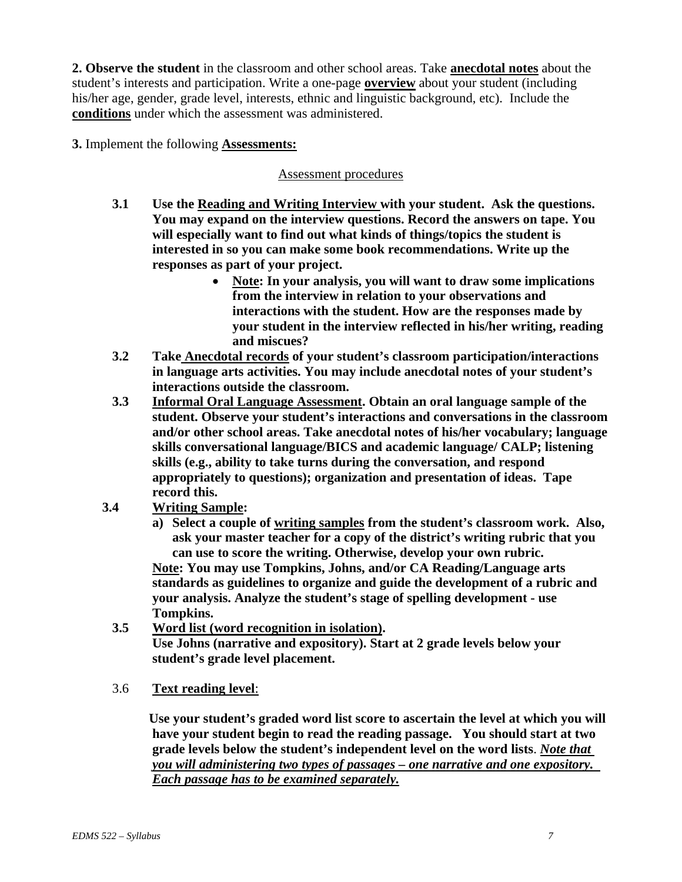**2. Observe the student** in the classroom and other school areas. Take **<u>anecdotal notes</u>** about the student's interests and participation. Write a one-page **<u>overview</u>** about your student (including his/her age, gender, grade level, interests, ethnic and linguistic background, etc). Include the **<u>conditions</u>** under which the assessment was administered.

**3.** Implement the following **<u>Assessments:</u>**

<u>Assessment procedures</u>

**3.1 Use the <u>Reading and Writing Interview</u> with your student. Ask the questions. You may expand on the interview questions. Record the answers on tape. You will especially want to find out what kinds of things/topics the student is interested in so you can make some book recommendations. Write up the responses as part of your project.**

- **<u>Note</u>: In your analysis, you will want to draw some implications from the interview in relation to your observations and interactions with the student. How are the responses made by your student in the interview reflected in his/her writing, reading and miscues?**

**3.2 Take <u>Anecdotal records</u> of your student's classroom participation/interactions in language arts activities. You may include anecdotal notes of your student's interactions outside the classroom.**

**3.3 <u>Informal Oral Language Assessment</u>. Obtain an oral language sample of the student. Observe your student's interactions and conversations in the classroom and/or other school areas. Take anecdotal notes of his/her vocabulary; language skills conversational language/BICS and academic language/ CALP; listening skills (e.g., ability to take turns during the conversation, and respond appropriately to questions); organization and presentation of ideas. Tape record this.**

**3.4 <u>Writing Sample</u>:**

**a) Select a couple of <u>writing samples</u> from the student's classroom work. Also, ask your master teacher for a copy of the district's writing rubric that you can use to score the writing. Otherwise, develop your own rubric.**

**<u>Note</u>: You may use Tompkins, Johns, and/or CA Reading/Language arts standards as guidelines to organize and guide the development of a rubric and your analysis. Analyze the student's stage of spelling development - use Tompkins.**

**3.5 <u>Word list (word recognition in isolation)</u>. Use Johns (narrative and expository). Start at 2 grade levels below your student's grade level placement.**

3.6 **<u>Text reading level</u>**:

**Use your student's graded word list score to ascertain the level at which you will have your student begin to read the reading passage. You should start at two grade levels below the student's independent level on the word lists**. ***<u>Note that you will administering two types of passages – one narrative and one expository. Each passage has to be examined separately.</u>***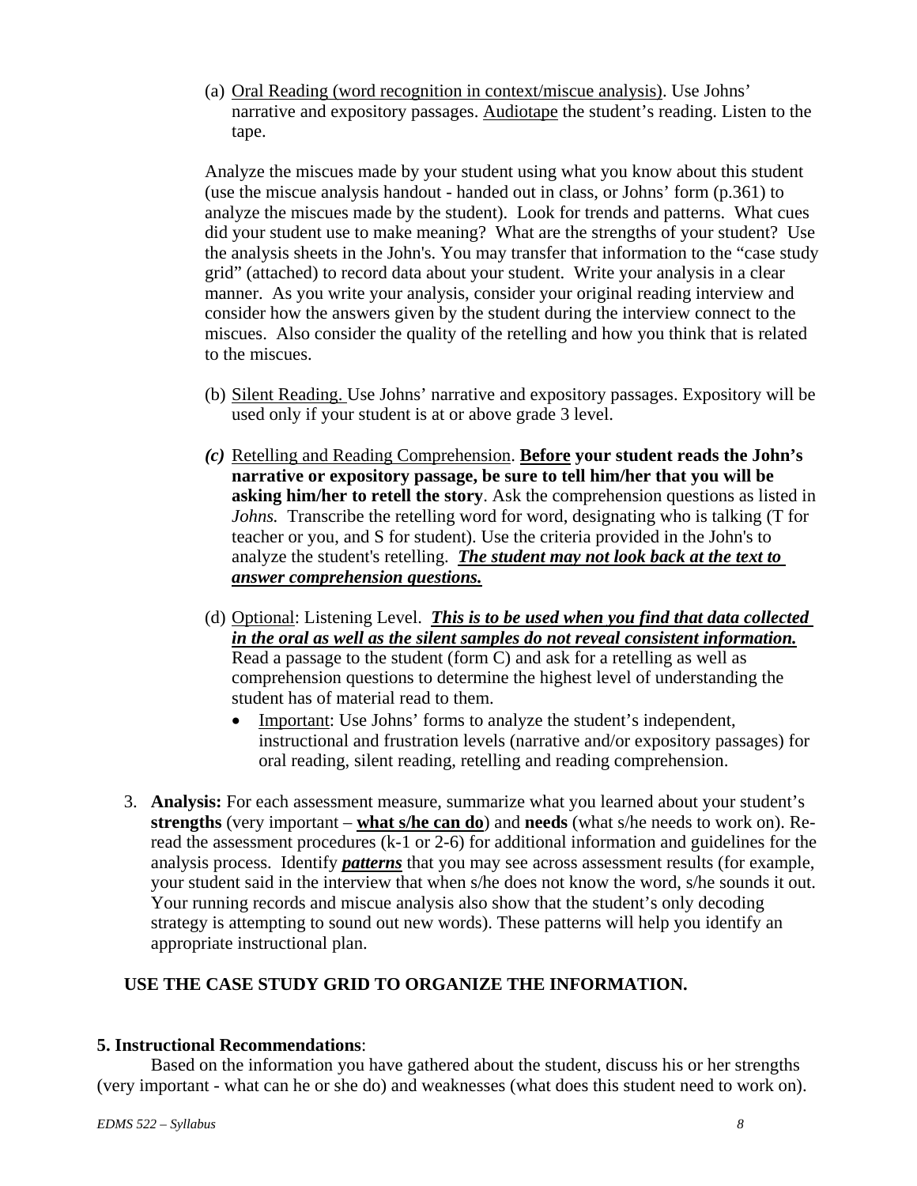(a) <u>Oral Reading (word recognition in context/miscue analysis)</u>. Use Johns' narrative and expository passages. <u>Audiotape</u> the student's reading. Listen to the tape.

Analyze the miscues made by your student using what you know about this student (use the miscue analysis handout - handed out in class, or Johns' form (p.361) to analyze the miscues made by the student). Look for trends and patterns. What cues did your student use to make meaning? What are the strengths of your student? Use the analysis sheets in the John's. You may transfer that information to the "case study grid" (attached) to record data about your student. Write your analysis in a clear manner. As you write your analysis, consider your original reading interview and consider how the answers given by the student during the interview connect to the miscues. Also consider the quality of the retelling and how you think that is related to the miscues.

(b) <u>Silent Reading.</u> Use Johns' narrative and expository passages. Expository will be used only if your student is at or above grade 3 level.

***(c)*** <u>Retelling and Reading Comprehension</u>. **<u>Before</u> your student reads the John's narrative or expository passage, be sure to tell him/her that you will be asking him/her to retell the story**. Ask the comprehension questions as listed in *Johns.* Transcribe the retelling word for word, designating who is talking (T for teacher or you, and S for student). Use the criteria provided in the John's to analyze the student's retelling. ***<u>The student may not look back at the text to answer comprehension questions.</u>***

(d) <u>Optional</u>: Listening Level. ***<u>This is to be used when you find that data collected in the oral as well as the silent samples do not reveal consistent information.</u>*** Read a passage to the student (form C) and ask for a retelling as well as comprehension questions to determine the highest level of understanding the student has of material read to them.

- <u>Important</u>: Use Johns' forms to analyze the student's independent, instructional and frustration levels (narrative and/or expository passages) for oral reading, silent reading, retelling and reading comprehension.

3. **Analysis:** For each assessment measure, summarize what you learned about your student's **strengths** (very important – **<u>what s/he can do</u>**) and **needs** (what s/he needs to work on). Re-read the assessment procedures (k-1 or 2-6) for additional information and guidelines for the analysis process. Identify ***<u>patterns</u>*** that you may see across assessment results (for example, your student said in the interview that when s/he does not know the word, s/he sounds it out. Your running records and miscue analysis also show that the student's only decoding strategy is attempting to sound out new words). These patterns will help you identify an appropriate instructional plan.

**USE THE CASE STUDY GRID TO ORGANIZE THE INFORMATION.**

**5. Instructional Recommendations**:

Based on the information you have gathered about the student, discuss his or her strengths (very important - what can he or she do) and weaknesses (what does this student need to work on).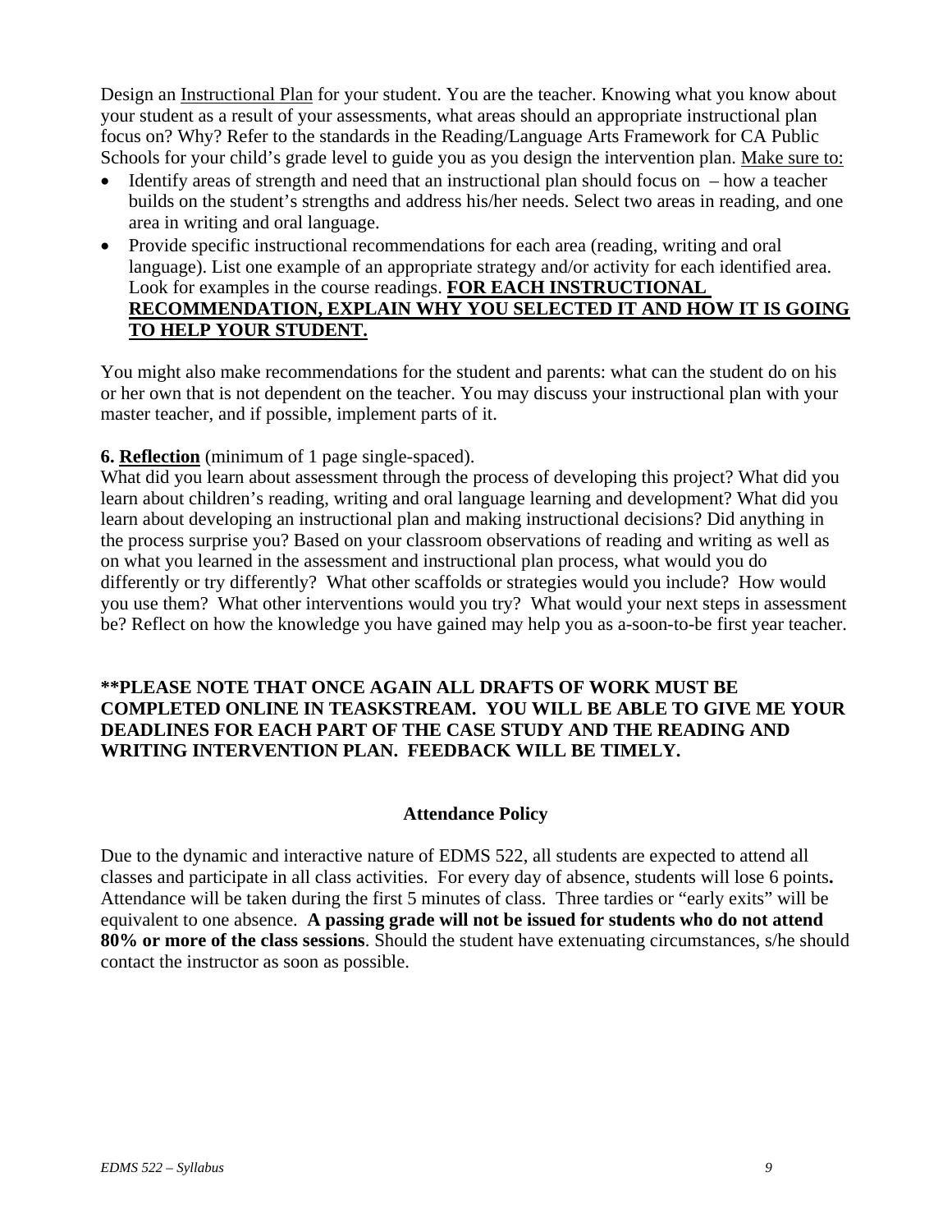Design an Instructional Plan for your student. You are the teacher. Knowing what you know about your student as a result of your assessments, what areas should an appropriate instructional plan focus on? Why? Refer to the standards in the Reading/Language Arts Framework for CA Public Schools for your child's grade level to guide you as you design the intervention plan. Make sure to:

- Identify areas of strength and need that an instructional plan should focus on – how a teacher builds on the student's strengths and address his/her needs. Select two areas in reading, and one area in writing and oral language.
- Provide specific instructional recommendations for each area (reading, writing and oral language). List one example of an appropriate strategy and/or activity for each identified area. Look for examples in the course readings. **FOR EACH INSTRUCTIONAL RECOMMENDATION, EXPLAIN WHY YOU SELECTED IT AND HOW IT IS GOING TO HELP YOUR STUDENT.**

You might also make recommendations for the student and parents: what can the student do on his or her own that is not dependent on the teacher. You may discuss your instructional plan with your master teacher, and if possible, implement parts of it.

**6. Reflection** (minimum of 1 page single-spaced).
What did you learn about assessment through the process of developing this project? What did you learn about children's reading, writing and oral language learning and development? What did you learn about developing an instructional plan and making instructional decisions? Did anything in the process surprise you? Based on your classroom observations of reading and writing as well as on what you learned in the assessment and instructional plan process, what would you do differently or try differently? What other scaffolds or strategies would you include? How would you use them? What other interventions would you try? What would your next steps in assessment be? Reflect on how the knowledge you have gained may help you as a-soon-to-be first year teacher.

**\*\*PLEASE NOTE THAT ONCE AGAIN ALL DRAFTS OF WORK MUST BE COMPLETED ONLINE IN TEASKSTREAM. YOU WILL BE ABLE TO GIVE ME YOUR DEADLINES FOR EACH PART OF THE CASE STUDY AND THE READING AND WRITING INTERVENTION PLAN. FEEDBACK WILL BE TIMELY.**

## Attendance Policy

Due to the dynamic and interactive nature of EDMS 522, all students are expected to attend all classes and participate in all class activities. For every day of absence, students will lose 6 points**.** Attendance will be taken during the first 5 minutes of class. Three tardies or "early exits" will be equivalent to one absence. **A passing grade will not be issued for students who do not attend 80% or more of the class sessions**. Should the student have extenuating circumstances, s/he should contact the instructor as soon as possible.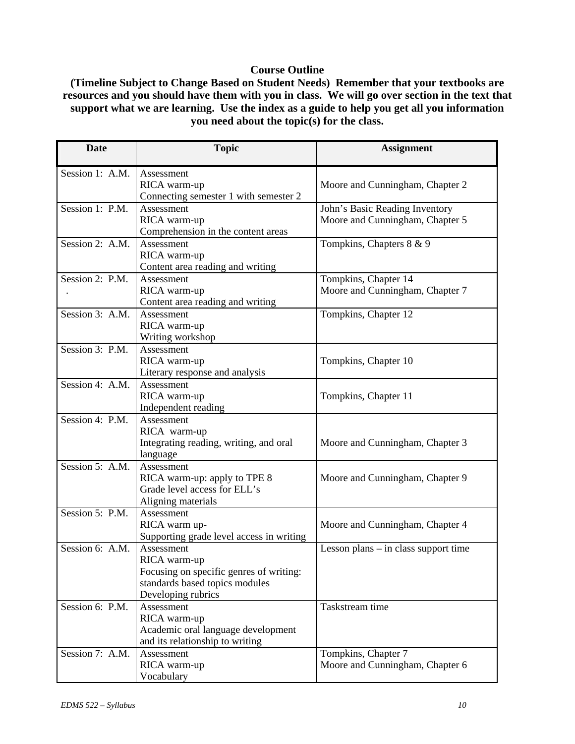**Course Outline**

**(Timeline Subject to Change Based on Student Needs) Remember that your textbooks are resources and you should have them with you in class. We will go over section in the text that support what we are learning. Use the index as a guide to help you get all you information you need about the topic(s) for the class.**

| Date | Topic | Assignment |
|---|---|---|
| Session 1: A.M. | Assessment<br>RICA warm-up<br>Connecting semester 1 with semester 2 | Moore and Cunningham, Chapter 2 |
| Session 1: P.M. | Assessment<br>RICA warm-up<br>Comprehension in the content areas | John's Basic Reading Inventory<br>Moore and Cunningham, Chapter 5 |
| Session 2: A.M. | Assessment<br>RICA warm-up<br>Content area reading and writing | Tompkins, Chapters 8 & 9 |
| Session 2: P.M.<br>. | Assessment<br>RICA warm-up<br>Content area reading and writing | Tompkins, Chapter 14<br>Moore and Cunningham, Chapter 7 |
| Session 3: A.M. | Assessment<br>RICA warm-up<br>Writing workshop | Tompkins, Chapter 12 |
| Session 3: P.M. | Assessment<br>RICA warm-up<br>Literary response and analysis | Tompkins, Chapter 10 |
| Session 4: A.M. | Assessment<br>RICA warm-up<br>Independent reading | Tompkins, Chapter 11 |
| Session 4: P.M. | Assessment<br>RICA warm-up<br>Integrating reading, writing, and oral language | Moore and Cunningham, Chapter 3 |
| Session 5: A.M. | Assessment<br>RICA warm-up: apply to TPE 8<br>Grade level access for ELL's<br>Aligning materials | Moore and Cunningham, Chapter 9 |
| Session 5: P.M. | Assessment<br>RICA warm up-<br>Supporting grade level access in writing | Moore and Cunningham, Chapter 4 |
| Session 6: A.M. | Assessment<br>RICA warm-up<br>Focusing on specific genres of writing: standards based topics modules<br>Developing rubrics | Lesson plans – in class support time |
| Session 6: P.M. | Assessment<br>RICA warm-up<br>Academic oral language development and its relationship to writing | Taskstream time |
| Session 7: A.M. | Assessment<br>RICA warm-up<br>Vocabulary | Tompkins, Chapter 7<br>Moore and Cunningham, Chapter 6 |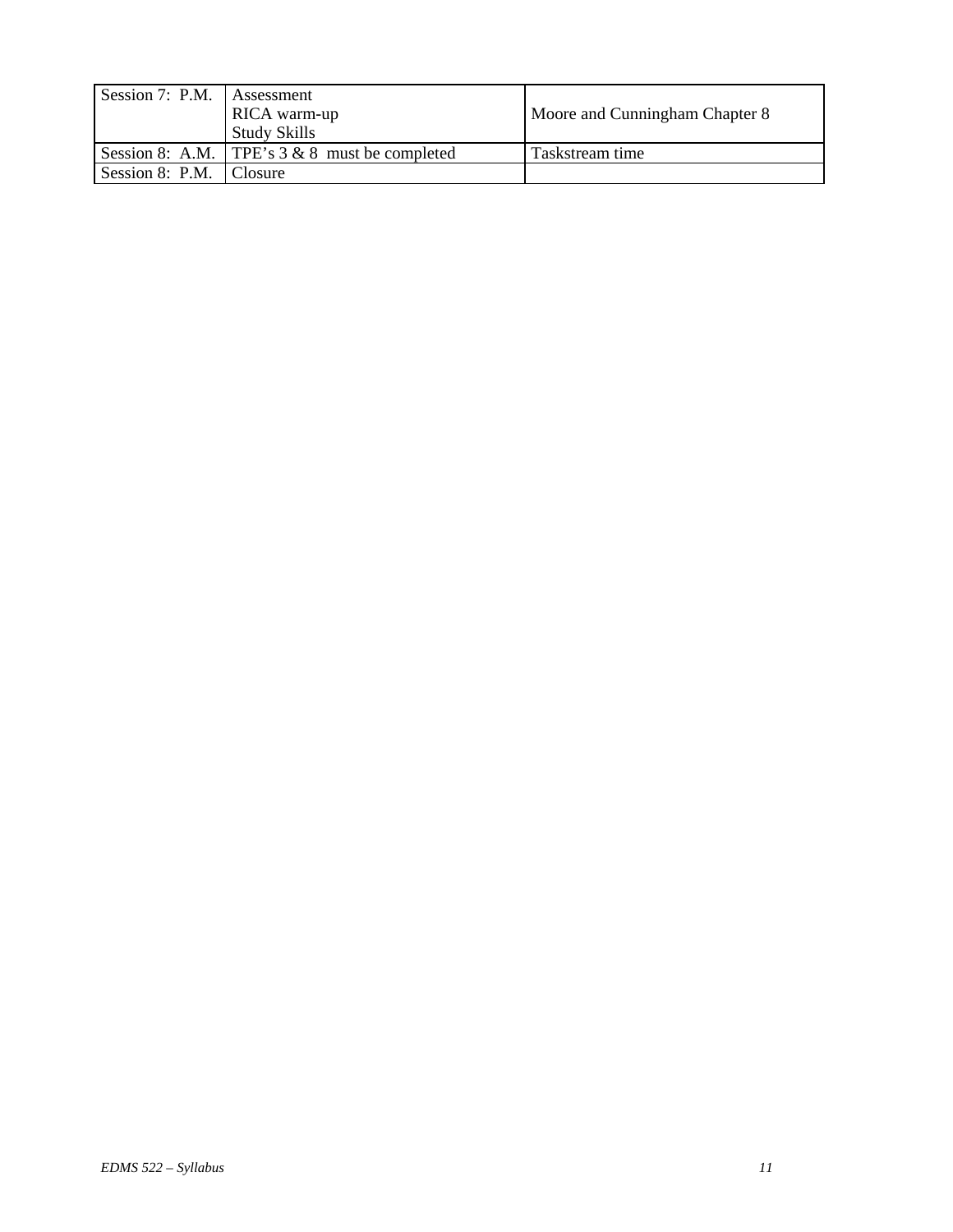| | | |
|---|---|---|
| Session 7: P.M. | Assessment<br>RICA warm-up<br>Study Skills | Moore and Cunningham Chapter 8 |
| Session 8: A.M. | TPE's 3 & 8 must be completed | Taskstream time |
| Session 8: P.M. | Closure | |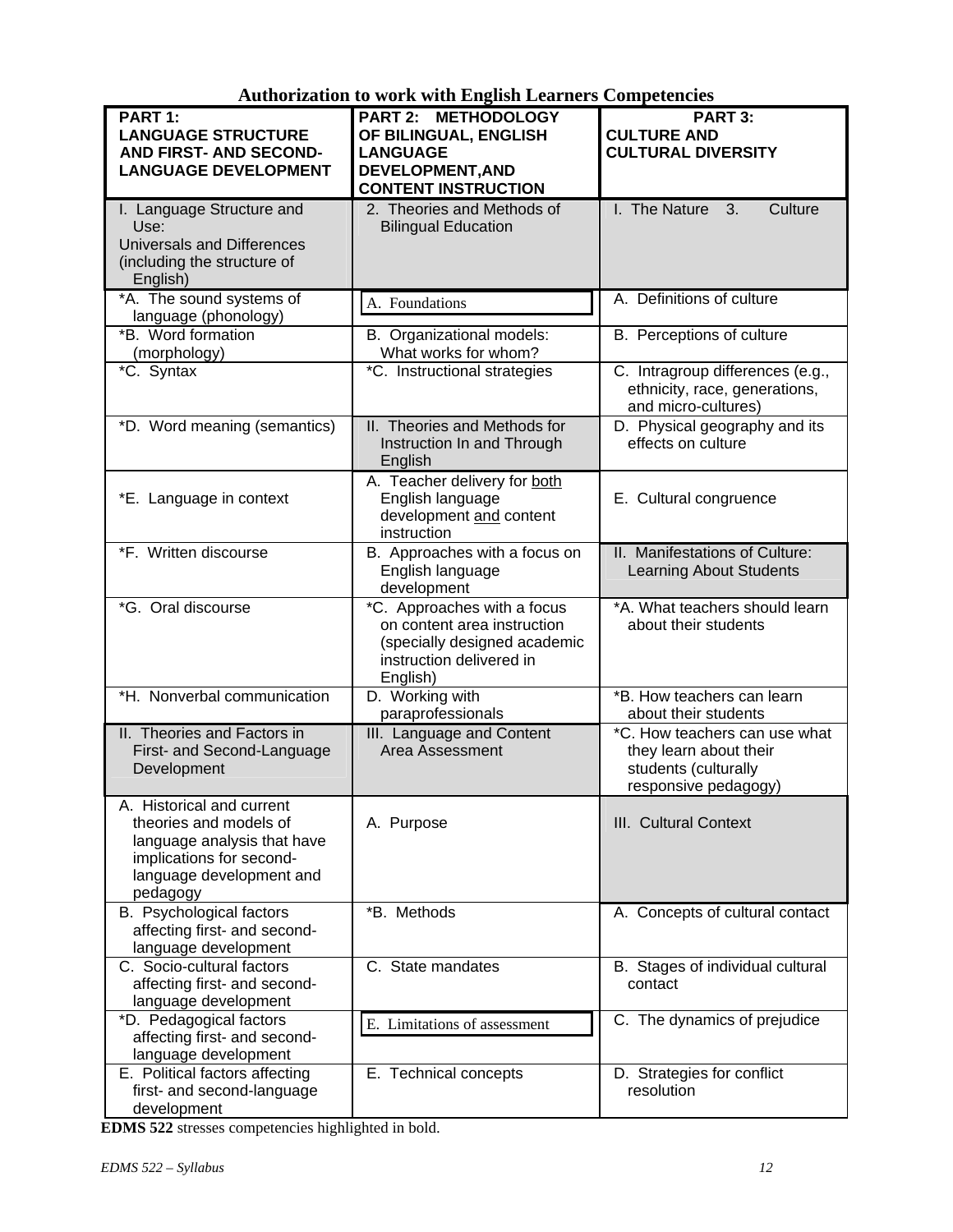**Authorization to work with English Learners Competencies**

| PART 1: LANGUAGE STRUCTURE AND FIRST- AND SECOND-LANGUAGE DEVELOPMENT | PART 2: METHODOLOGY OF BILINGUAL, ENGLISH LANGUAGE DEVELOPMENT,AND CONTENT INSTRUCTION | PART 3: CULTURE AND CULTURAL DIVERSITY |
|---|---|---|
| I. Language Structure and Use: Universals and Differences (including the structure of English) | 2. Theories and Methods of Bilingual Education | I. The Nature 3. Culture |
| *A. The sound systems of language (phonology) | A. Foundations | A. Definitions of culture |
| *B. Word formation (morphology) | B. Organizational models: What works for whom? | B. Perceptions of culture |
| *C. Syntax | *C. Instructional strategies | C. Intragroup differences (e.g., ethnicity, race, generations, and micro-cultures) |
| *D. Word meaning (semantics) | II. Theories and Methods for Instruction In and Through English | D. Physical geography and its effects on culture |
| *E. Language in context | A. Teacher delivery for both English language development and content instruction | E. Cultural congruence |
| *F. Written discourse | B. Approaches with a focus on English language development | II. Manifestations of Culture: Learning About Students |
| *G. Oral discourse | *C. Approaches with a focus on content area instruction (specially designed academic instruction delivered in English) | *A. What teachers should learn about their students |
| *H. Nonverbal communication | D. Working with paraprofessionals | *B. How teachers can learn about their students |
| II. Theories and Factors in First- and Second-Language Development | III. Language and Content Area Assessment | *C. How teachers can use what they learn about their students (culturally responsive pedagogy) |
| A. Historical and current theories and models of language analysis that have implications for second-language development and pedagogy | A. Purpose | III. Cultural Context |
| B. Psychological factors affecting first- and second-language development | *B. Methods | A. Concepts of cultural contact |
| C. Socio-cultural factors affecting first- and second-language development | C. State mandates | B. Stages of individual cultural contact |
| *D. Pedagogical factors affecting first- and second-language development | E. Limitations of assessment | C. The dynamics of prejudice |
| E. Political factors affecting first- and second-language development | E. Technical concepts | D. Strategies for conflict resolution |

**EDMS 522** stresses competencies highlighted in bold.